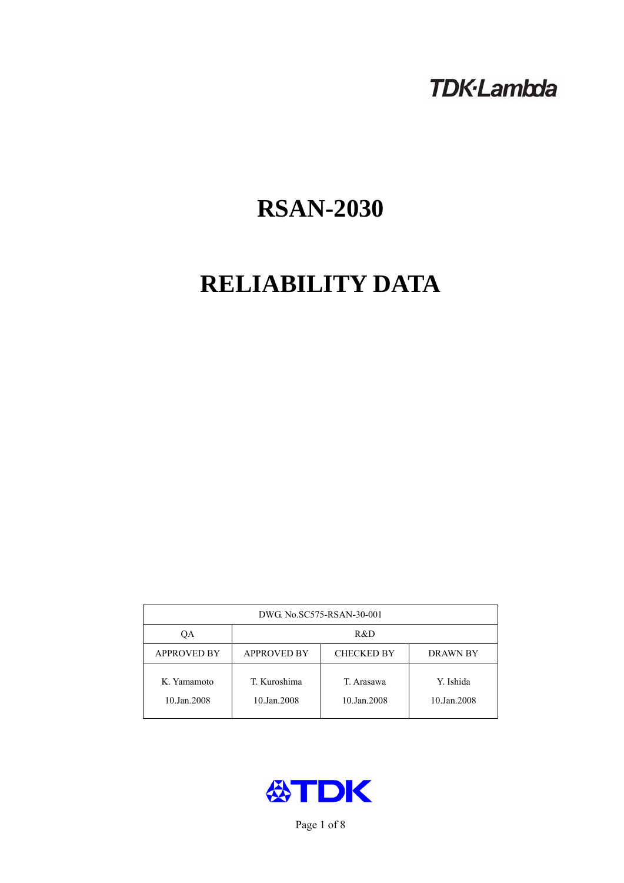TDK·Lambda

# RSAN-2030

# RELIABILITY DATA

| DWG. No.SC575-RSAN-30-001 | | | |
|---|---|---|---|
| QA | R&D | | |
| APPROVED BY | APPROVED BY | CHECKED BY | DRAWN BY |
| K. Yamamoto<br>10.Jan.2008 | T. Kuroshima<br>10.Jan.2008 | T. Arasawa<br>10.Jan.2008 | Y. Ishida<br>10.Jan.2008 |

TDK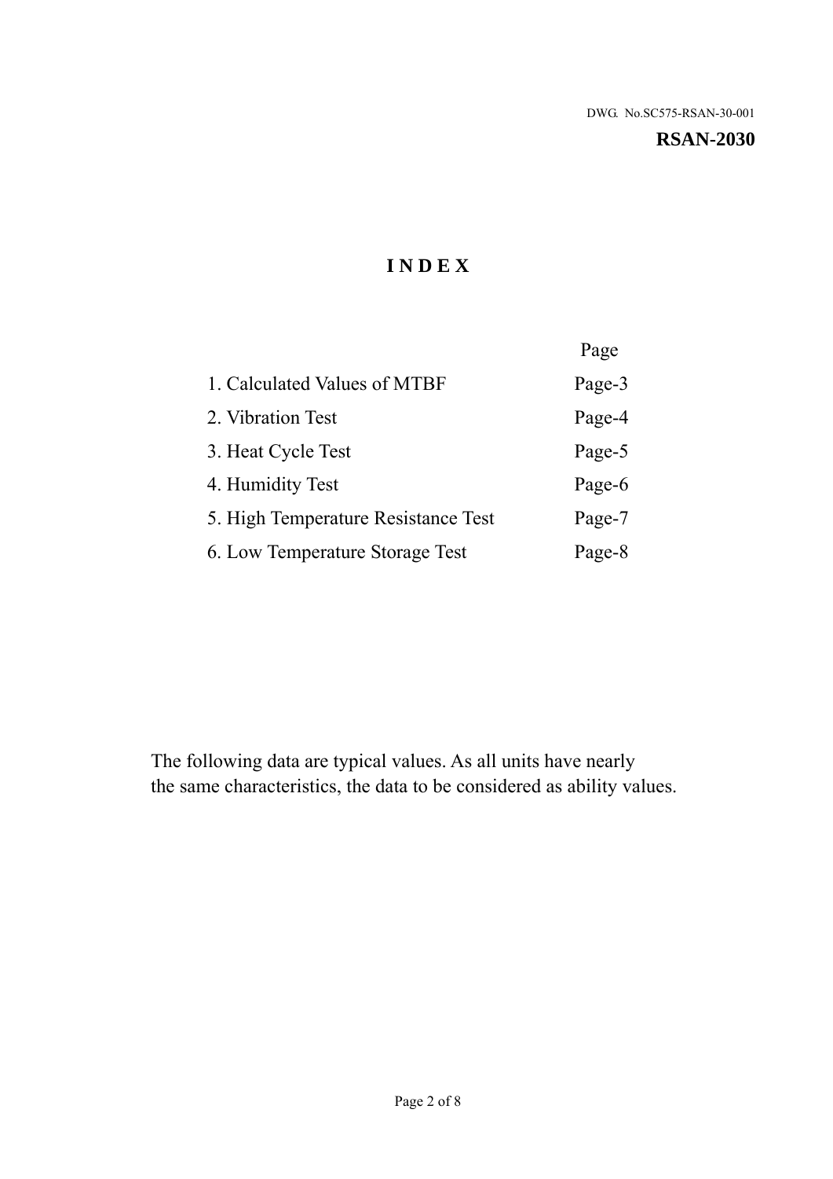DWG. No.SC575-RSAN-30-001

**RSAN-2030**

# INDEX

| | Page |
|---|---|
| 1. Calculated Values of MTBF | Page-3 |
| 2. Vibration Test | Page-4 |
| 3. Heat Cycle Test | Page-5 |
| 4. Humidity Test | Page-6 |
| 5. High Temperature Resistance Test | Page-7 |
| 6. Low Temperature Storage Test | Page-8 |

The following data are typical values. As all units have nearly the same characteristics, the data to be considered as ability values.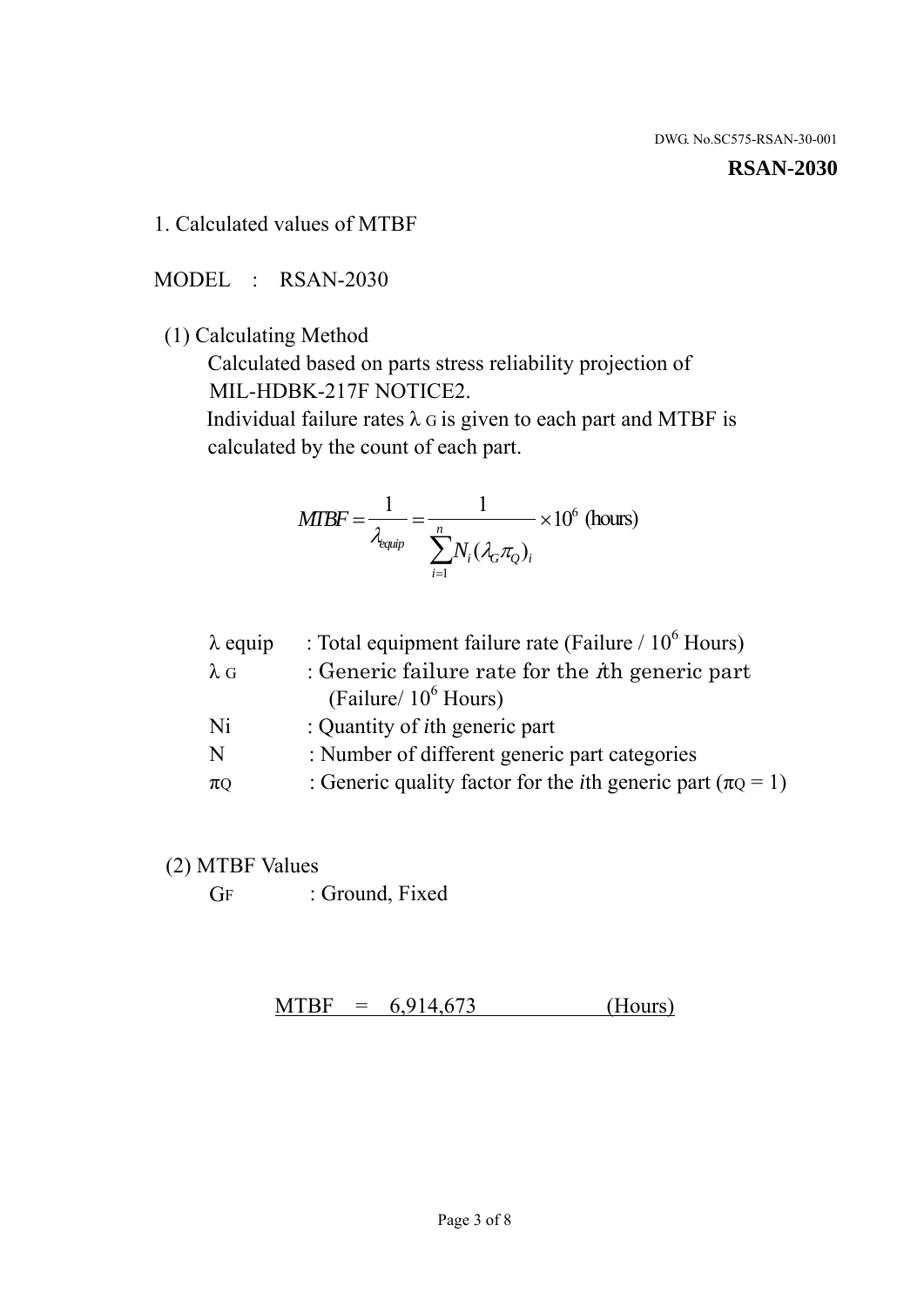DWG. No.SC575-RSAN-30-001

**RSAN-2030**

## 1. Calculated values of MTBF

MODEL : RSAN-2030

(1) Calculating Method

Calculated based on parts stress reliability projection of MIL-HDBK-217F NOTICE2.

Individual failure rates $\lambda_G$ is given to each part and MTBF is calculated by the count of each part.

$$MTBF = \frac{1}{\lambda_{equip}} = \frac{1}{\sum_{i=1}^{n} N_i (\lambda_G \pi_Q)_i} \times 10^6 \text{ (hours)}$$

| | |
|---|---|
| $\lambda$ equip | : Total equipment failure rate (Failure / $10^6$ Hours) |
| $\lambda_G$ | : Generic failure rate for the $i$th generic part (Failure/ $10^6$ Hours) |
| Ni | : Quantity of $i$th generic part |
| N | : Number of different generic part categories |
| $\pi_Q$ | : Generic quality factor for the $i$th generic part ($\pi_Q = 1$) |

(2) MTBF Values

$G_F$ : Ground, Fixed

MTBF = 6,914,673 (Hours)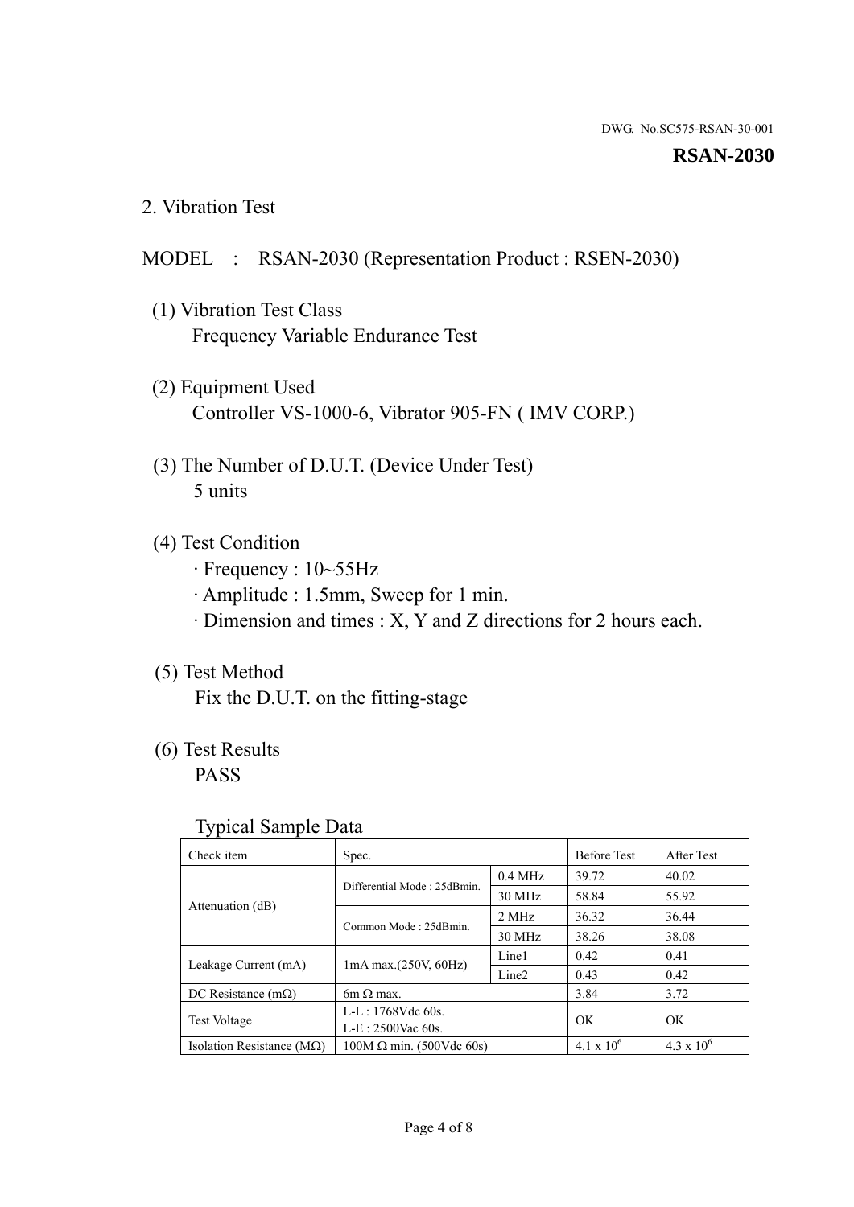DWG. No.SC575-RSAN-30-001

**RSAN-2030**

## 2. Vibration Test

MODEL : RSAN-2030 (Representation Product : RSEN-2030)

(1) Vibration Test Class
Frequency Variable Endurance Test

(2) Equipment Used
Controller VS-1000-6, Vibrator 905-FN ( IMV CORP.)

(3) The Number of D.U.T. (Device Under Test)
5 units

(4) Test Condition
· Frequency : 10~55Hz
· Amplitude : 1.5mm, Sweep for 1 min.
· Dimension and times : X, Y and Z directions for 2 hours each.

(5) Test Method
Fix the D.U.T. on the fitting-stage

(6) Test Results
PASS

Typical Sample Data

| Check item | Spec. | | Before Test | After Test |
|---|---|---|---|---|
| Attenuation (dB) | Differential Mode : 25dBmin. | 0.4 MHz | 39.72 | 40.02 |
| | | 30 MHz | 58.84 | 55.92 |
| | Common Mode : 25dBmin. | 2 MHz | 36.32 | 36.44 |
| | | 30 MHz | 38.26 | 38.08 |
| Leakage Current (mA) | 1mA max.(250V, 60Hz) | Line1 | 0.42 | 0.41 |
| | | Line2 | 0.43 | 0.42 |
| DC Resistance (mΩ) | 6m Ω max. | | 3.84 | 3.72 |
| Test Voltage | L-L : 1768Vdc 60s.<br>L-E : 2500Vac 60s. | | OK | OK |
| Isolation Resistance (MΩ) | 100M Ω min. (500Vdc 60s) | | $4.1 \times 10^6$ | $4.3 \times 10^6$ |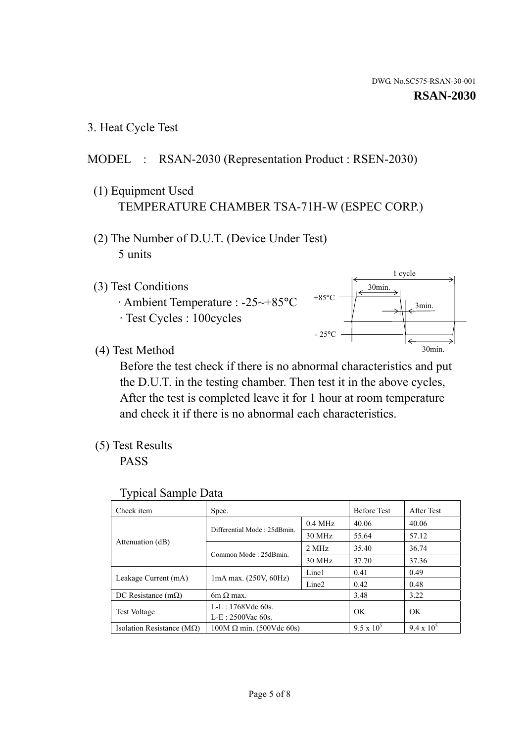DWG. No.SC575-RSAN-30-001

**RSAN-2030**

## 3. Heat Cycle Test

MODEL : RSAN-2030 (Representation Product : RSEN-2030)

(1) Equipment Used

TEMPERATURE CHAMBER TSA-71H-W (ESPEC CORP.)

(2) The Number of D.U.T. (Device Under Test)

5 units

(3) Test Conditions

· Ambient Temperature : -25~+85°C

· Test Cycles : 100cycles

1 cycle
30min.
+85°C
3min.
- 25°C
30min.

(4) Test Method

Before the test check if there is no abnormal characteristics and put the D.U.T. in the testing chamber. Then test it in the above cycles, After the test is completed leave it for 1 hour at room temperature and check it if there is no abnormal each characteristics.

(5) Test Results

PASS

Typical Sample Data

| Check item | Spec. | | Before Test | After Test |
|---|---|---|---|---|
| Attenuation (dB) | Differential Mode : 25dBmin. | 0.4 MHz | 40.06 | 40.06 |
| | | 30 MHz | 55.64 | 57.12 |
| | Common Mode : 25dBmin. | 2 MHz | 35.40 | 36.74 |
| | | 30 MHz | 37.70 | 37.36 |
| Leakage Current (mA) | 1mA max. (250V, 60Hz) | Line1 | 0.41 | 0.49 |
| | | Line2 | 0.42 | 0.48 |
| DC Resistance (mΩ) | 6m Ω max. | | 3.48 | 3.22 |
| Test Voltage | L-L : 1768Vdc 60s.<br>L-E : 2500Vac 60s. | | OK | OK |
| Isolation Resistance (MΩ) | 100M Ω min. (500Vdc 60s) | | $9.5 \times 10^5$ | $9.4 \times 10^5$ |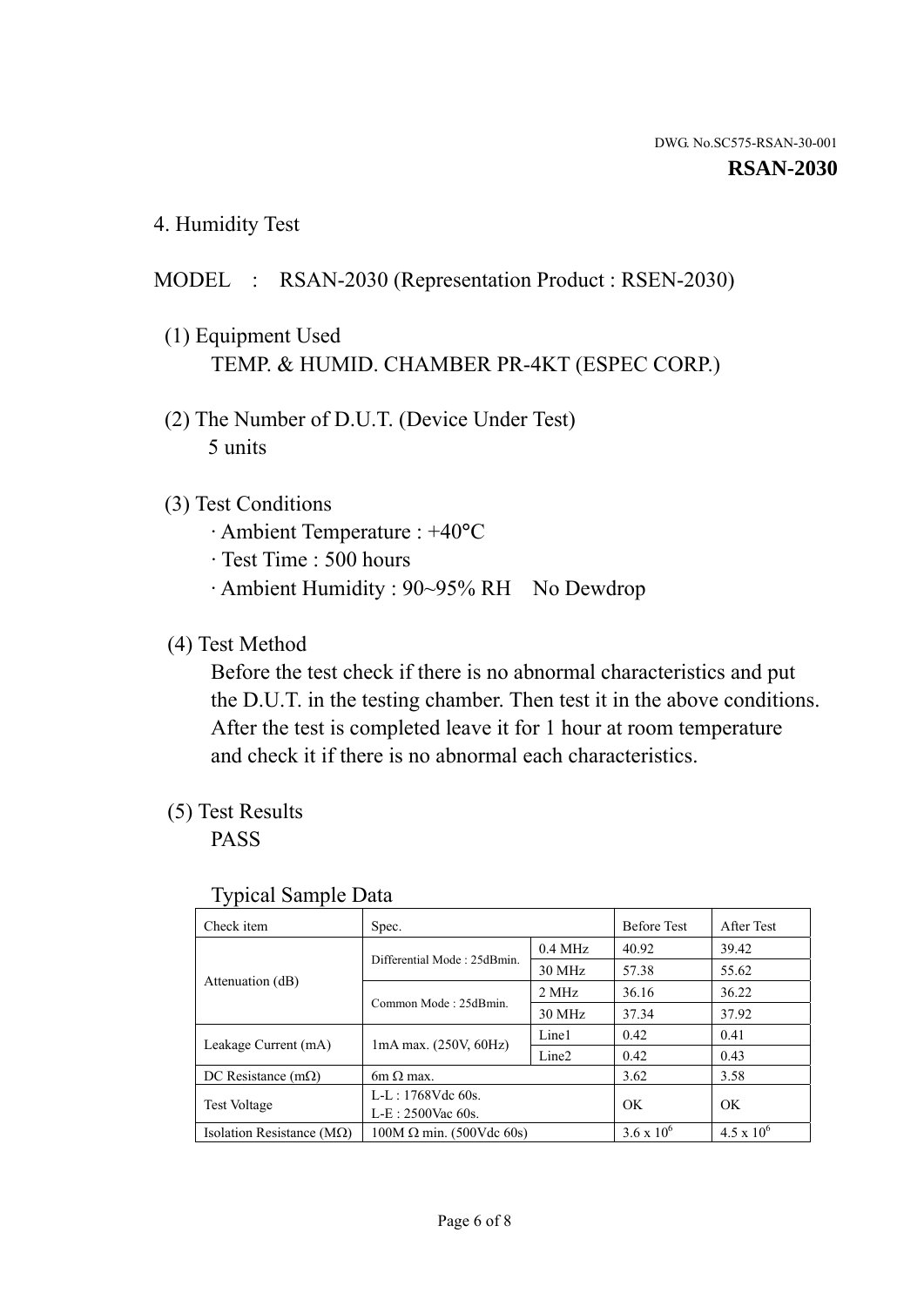DWG. No.SC575-RSAN-30-001

**RSAN-2030**

## 4. Humidity Test

MODEL : RSAN-2030 (Representation Product : RSEN-2030)

(1) Equipment Used
TEMP. & HUMID. CHAMBER PR-4KT (ESPEC CORP.)

(2) The Number of D.U.T. (Device Under Test)
5 units

(3) Test Conditions
· Ambient Temperature : +40°C
· Test Time : 500 hours
· Ambient Humidity : 90~95% RH No Dewdrop

(4) Test Method
Before the test check if there is no abnormal characteristics and put the D.U.T. in the testing chamber. Then test it in the above conditions. After the test is completed leave it for 1 hour at room temperature and check it if there is no abnormal each characteristics.

(5) Test Results
PASS

Typical Sample Data

| Check item | Spec. | | Before Test | After Test |
|---|---|---|---|---|
| Attenuation (dB) | Differential Mode : 25dBmin. | 0.4 MHz | 40.92 | 39.42 |
| | | 30 MHz | 57.38 | 55.62 |
| | Common Mode : 25dBmin. | 2 MHz | 36.16 | 36.22 |
| | | 30 MHz | 37.34 | 37.92 |
| Leakage Current (mA) | 1mA max. (250V, 60Hz) | Line1 | 0.42 | 0.41 |
| | | Line2 | 0.42 | 0.43 |
| DC Resistance (mΩ) | 6m Ω max. | | 3.62 | 3.58 |
| Test Voltage | L-L : 1768Vdc 60s.<br>L-E : 2500Vac 60s. | | OK | OK |
| Isolation Resistance (MΩ) | 100M Ω min. (500Vdc 60s) | | $3.6 \times 10^6$ | $4.5 \times 10^6$ |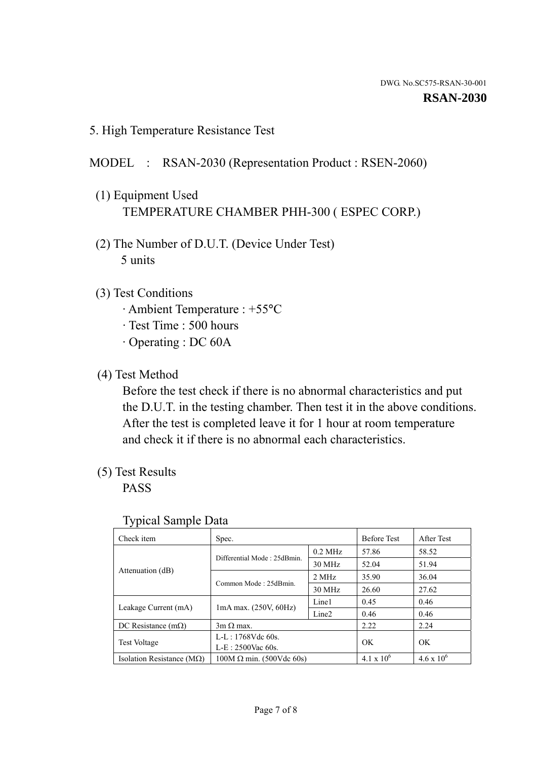DWG. No.SC575-RSAN-30-001

**RSAN-2030**

## 5. High Temperature Resistance Test

MODEL : RSAN-2030 (Representation Product : RSEN-2060)

(1) Equipment Used
TEMPERATURE CHAMBER PHH-300 ( ESPEC CORP.)

(2) The Number of D.U.T. (Device Under Test)
5 units

(3) Test Conditions
· Ambient Temperature : +55°C
· Test Time : 500 hours
· Operating : DC 60A

(4) Test Method
Before the test check if there is no abnormal characteristics and put the D.U.T. in the testing chamber. Then test it in the above conditions. After the test is completed leave it for 1 hour at room temperature and check it if there is no abnormal each characteristics.

(5) Test Results
PASS

Typical Sample Data

| Check item | Spec. | | Before Test | After Test |
|---|---|---|---|---|
| Attenuation (dB) | Differential Mode : 25dBmin. | 0.2 MHz | 57.86 | 58.52 |
| | | 30 MHz | 52.04 | 51.94 |
| | Common Mode : 25dBmin. | 2 MHz | 35.90 | 36.04 |
| | | 30 MHz | 26.60 | 27.62 |
| Leakage Current (mA) | 1mA max. (250V, 60Hz) | Line1 | 0.45 | 0.46 |
| | | Line2 | 0.46 | 0.46 |
| DC Resistance (mΩ) | 3m Ω max. | | 2.22 | 2.24 |
| Test Voltage | L-L : 1768Vdc 60s.<br>L-E : 2500Vac 60s. | | OK | OK |
| Isolation Resistance (MΩ) | 100M Ω min. (500Vdc 60s) | | $4.1 \times 10^6$ | $4.6 \times 10^6$ |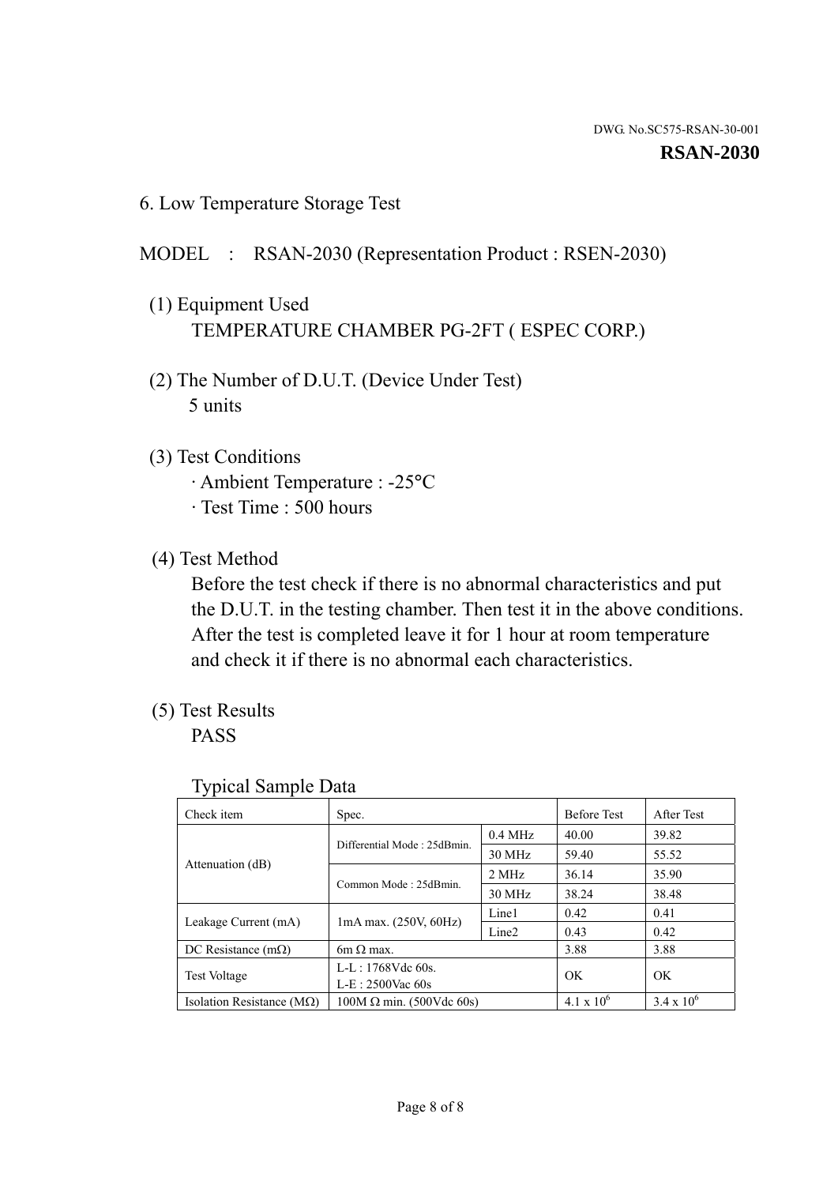DWG. No.SC575-RSAN-30-001

**RSAN-2030**

## 6. Low Temperature Storage Test

MODEL : RSAN-2030 (Representation Product : RSEN-2030)

(1) Equipment Used

TEMPERATURE CHAMBER PG-2FT ( ESPEC CORP.)

(2) The Number of D.U.T. (Device Under Test)

5 units

(3) Test Conditions

· Ambient Temperature : -25°C

· Test Time : 500 hours

(4) Test Method

Before the test check if there is no abnormal characteristics and put the D.U.T. in the testing chamber. Then test it in the above conditions. After the test is completed leave it for 1 hour at room temperature and check it if there is no abnormal each characteristics.

(5) Test Results

PASS

Typical Sample Data

| Check item | Spec. | | Before Test | After Test |
|---|---|---|---|---|
| Attenuation (dB) | Differential Mode : 25dBmin. | 0.4 MHz | 40.00 | 39.82 |
| | | 30 MHz | 59.40 | 55.52 |
| | Common Mode : 25dBmin. | 2 MHz | 36.14 | 35.90 |
| | | 30 MHz | 38.24 | 38.48 |
| Leakage Current (mA) | 1mA max. (250V, 60Hz) | Line1 | 0.42 | 0.41 |
| | | Line2 | 0.43 | 0.42 |
| DC Resistance (mΩ) | 6m Ω max. | | 3.88 | 3.88 |
| Test Voltage | L-L : 1768Vdc 60s. L-E : 2500Vac 60s | | OK | OK |
| Isolation Resistance (MΩ) | 100M Ω min. (500Vdc 60s) | | $4.1 \times 10^6$ | $3.4 \times 10^6$ |